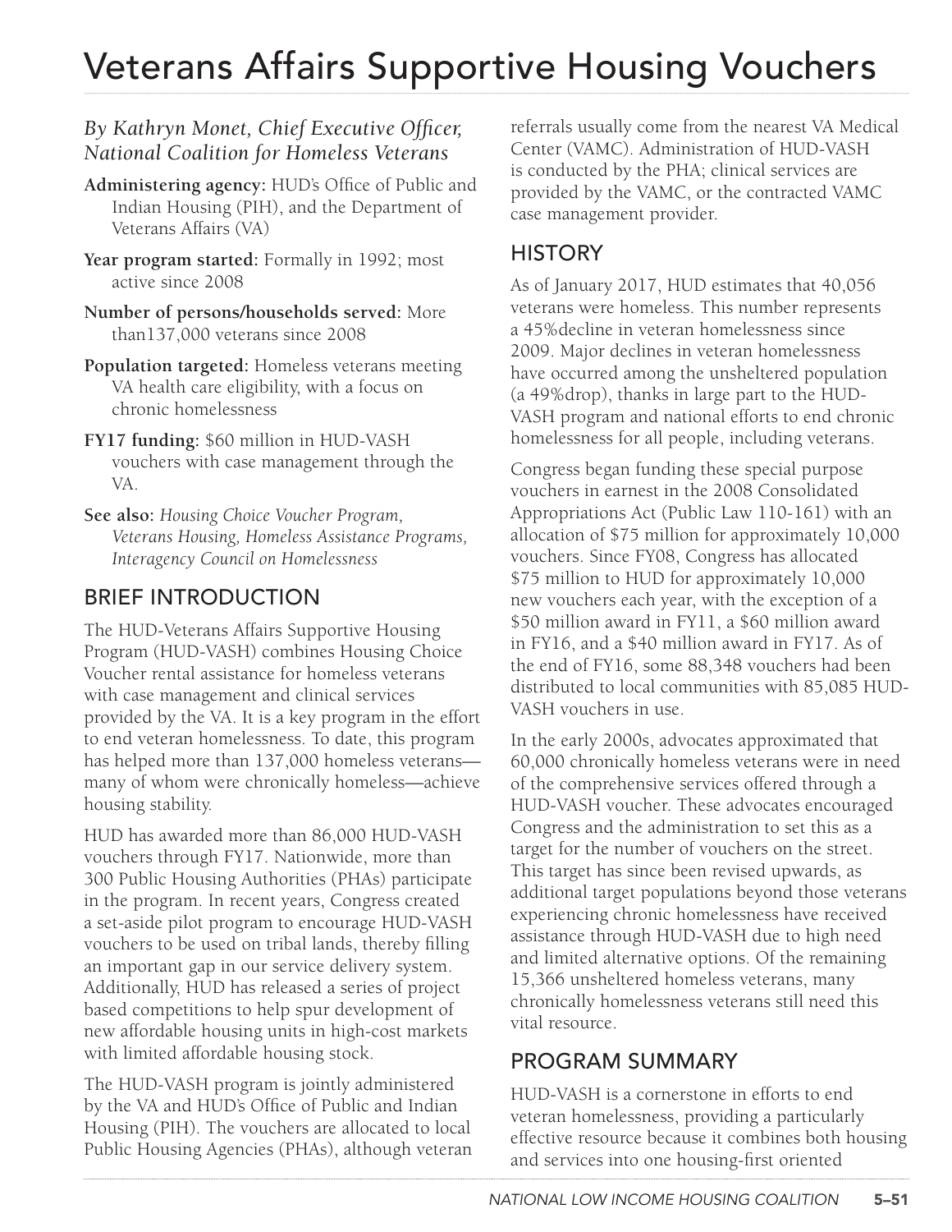# Veterans Affairs Supportive Housing Vouchers

*By Kathryn Monet, Chief Executive Officer, National Coalition for Homeless Veterans*

**Administering agency:** HUD's Office of Public and Indian Housing (PIH), and the Department of Veterans Affairs (VA)

**Year program started:** Formally in 1992; most active since 2008

**Number of persons/households served:** More than137,000 veterans since 2008

**Population targeted:** Homeless veterans meeting VA health care eligibility, with a focus on chronic homelessness

**FY17 funding:** $60 million in HUD-VASH vouchers with case management through the VA.

**See also:** *Housing Choice Voucher Program, Veterans Housing, Homeless Assistance Programs, Interagency Council on Homelessness*

## BRIEF INTRODUCTION

The HUD-Veterans Affairs Supportive Housing Program (HUD-VASH) combines Housing Choice Voucher rental assistance for homeless veterans with case management and clinical services provided by the VA. It is a key program in the effort to end veteran homelessness. To date, this program has helped more than 137,000 homeless veterans—many of whom were chronically homeless—achieve housing stability.

HUD has awarded more than 86,000 HUD-VASH vouchers through FY17. Nationwide, more than 300 Public Housing Authorities (PHAs) participate in the program. In recent years, Congress created a set-aside pilot program to encourage HUD-VASH vouchers to be used on tribal lands, thereby filling an important gap in our service delivery system. Additionally, HUD has released a series of project based competitions to help spur development of new affordable housing units in high-cost markets with limited affordable housing stock.

The HUD-VASH program is jointly administered by the VA and HUD's Office of Public and Indian Housing (PIH). The vouchers are allocated to local Public Housing Agencies (PHAs), although veteran referrals usually come from the nearest VA Medical Center (VAMC). Administration of HUD-VASH is conducted by the PHA; clinical services are provided by the VAMC, or the contracted VAMC case management provider.

## HISTORY

As of January 2017, HUD estimates that 40,056 veterans were homeless. This number represents a 45%decline in veteran homelessness since 2009. Major declines in veteran homelessness have occurred among the unsheltered population (a 49%drop), thanks in large part to the HUD-VASH program and national efforts to end chronic homelessness for all people, including veterans.

Congress began funding these special purpose vouchers in earnest in the 2008 Consolidated Appropriations Act (Public Law 110-161) with an allocation of $75 million for approximately 10,000 vouchers. Since FY08, Congress has allocated $75 million to HUD for approximately 10,000 new vouchers each year, with the exception of a $50 million award in FY11, a $60 million award in FY16, and a $40 million award in FY17. As of the end of FY16, some 88,348 vouchers had been distributed to local communities with 85,085 HUD-VASH vouchers in use.

In the early 2000s, advocates approximated that 60,000 chronically homeless veterans were in need of the comprehensive services offered through a HUD-VASH voucher. These advocates encouraged Congress and the administration to set this as a target for the number of vouchers on the street. This target has since been revised upwards, as additional target populations beyond those veterans experiencing chronic homelessness have received assistance through HUD-VASH due to high need and limited alternative options. Of the remaining 15,366 unsheltered homeless veterans, many chronically homelessness veterans still need this vital resource.

## PROGRAM SUMMARY

HUD-VASH is a cornerstone in efforts to end veteran homelessness, providing a particularly effective resource because it combines both housing and services into one housing-first oriented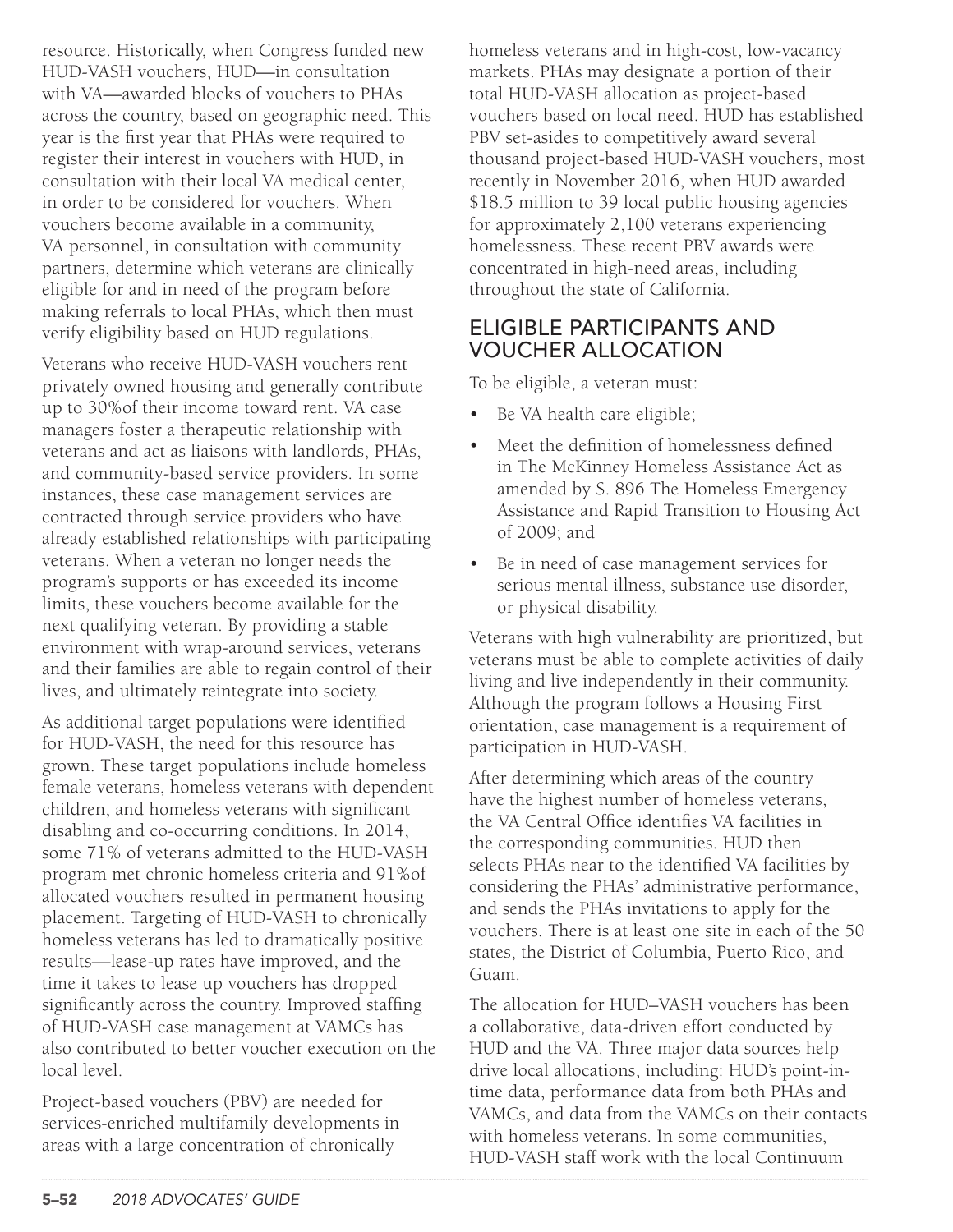resource. Historically, when Congress funded new HUD-VASH vouchers, HUD—in consultation with VA—awarded blocks of vouchers to PHAs across the country, based on geographic need. This year is the first year that PHAs were required to register their interest in vouchers with HUD, in consultation with their local VA medical center, in order to be considered for vouchers. When vouchers become available in a community, VA personnel, in consultation with community partners, determine which veterans are clinically eligible for and in need of the program before making referrals to local PHAs, which then must verify eligibility based on HUD regulations.

Veterans who receive HUD-VASH vouchers rent privately owned housing and generally contribute up to 30%of their income toward rent. VA case managers foster a therapeutic relationship with veterans and act as liaisons with landlords, PHAs, and community-based service providers. In some instances, these case management services are contracted through service providers who have already established relationships with participating veterans. When a veteran no longer needs the program's supports or has exceeded its income limits, these vouchers become available for the next qualifying veteran. By providing a stable environment with wrap-around services, veterans and their families are able to regain control of their lives, and ultimately reintegrate into society.

As additional target populations were identified for HUD-VASH, the need for this resource has grown. These target populations include homeless female veterans, homeless veterans with dependent children, and homeless veterans with significant disabling and co-occurring conditions. In 2014, some 71% of veterans admitted to the HUD-VASH program met chronic homeless criteria and 91%of allocated vouchers resulted in permanent housing placement. Targeting of HUD-VASH to chronically homeless veterans has led to dramatically positive results—lease-up rates have improved, and the time it takes to lease up vouchers has dropped significantly across the country. Improved staffing of HUD-VASH case management at VAMCs has also contributed to better voucher execution on the local level.

Project-based vouchers (PBV) are needed for services-enriched multifamily developments in areas with a large concentration of chronically homeless veterans and in high-cost, low-vacancy markets. PHAs may designate a portion of their total HUD-VASH allocation as project-based vouchers based on local need. HUD has established PBV set-asides to competitively award several thousand project-based HUD-VASH vouchers, most recently in November 2016, when HUD awarded $18.5 million to 39 local public housing agencies for approximately 2,100 veterans experiencing homelessness. These recent PBV awards were concentrated in high-need areas, including throughout the state of California.

## ELIGIBLE PARTICIPANTS AND VOUCHER ALLOCATION

To be eligible, a veteran must:

- Be VA health care eligible;
- Meet the definition of homelessness defined in The McKinney Homeless Assistance Act as amended by S. 896 The Homeless Emergency Assistance and Rapid Transition to Housing Act of 2009; and
- Be in need of case management services for serious mental illness, substance use disorder, or physical disability.

Veterans with high vulnerability are prioritized, but veterans must be able to complete activities of daily living and live independently in their community. Although the program follows a Housing First orientation, case management is a requirement of participation in HUD-VASH.

After determining which areas of the country have the highest number of homeless veterans, the VA Central Office identifies VA facilities in the corresponding communities. HUD then selects PHAs near to the identified VA facilities by considering the PHAs' administrative performance, and sends the PHAs invitations to apply for the vouchers. There is at least one site in each of the 50 states, the District of Columbia, Puerto Rico, and Guam.

The allocation for HUD–VASH vouchers has been a collaborative, data-driven effort conducted by HUD and the VA. Three major data sources help drive local allocations, including: HUD's point-in-time data, performance data from both PHAs and VAMCs, and data from the VAMCs on their contacts with homeless veterans. In some communities, HUD-VASH staff work with the local Continuum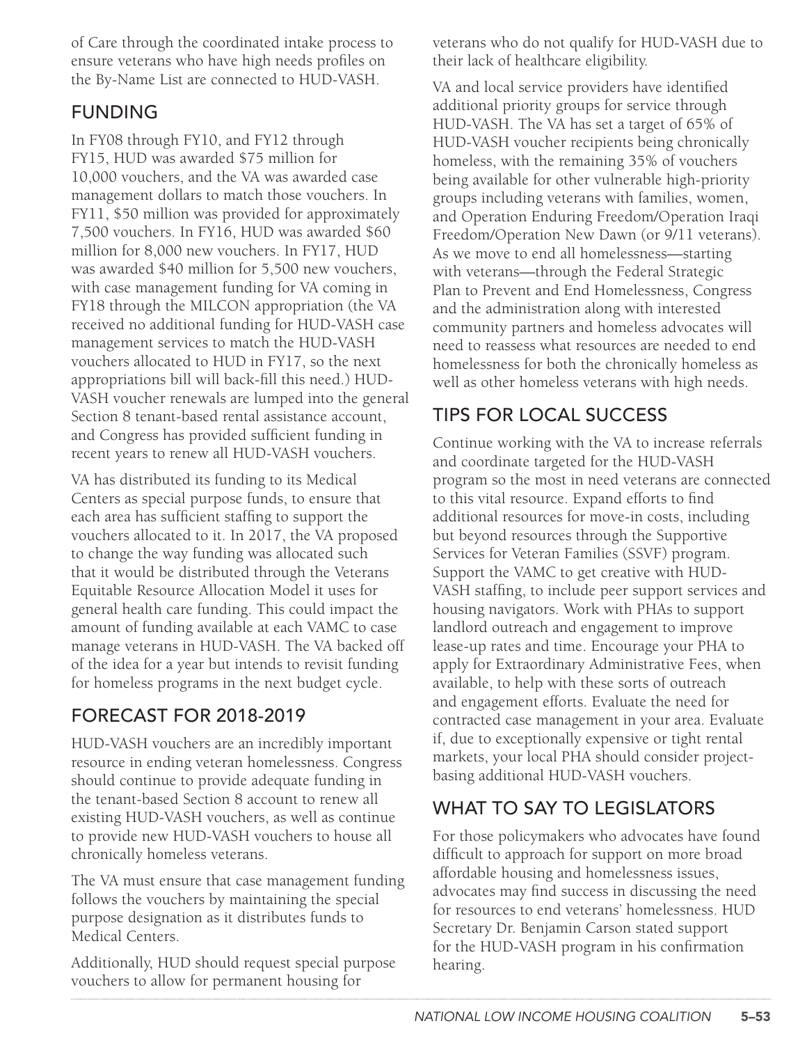of Care through the coordinated intake process to ensure veterans who have high needs profiles on the By-Name List are connected to HUD-VASH.

## FUNDING

In FY08 through FY10, and FY12 through FY15, HUD was awarded $75 million for 10,000 vouchers, and the VA was awarded case management dollars to match those vouchers. In FY11, $50 million was provided for approximately 7,500 vouchers. In FY16, HUD was awarded $60 million for 8,000 new vouchers. In FY17, HUD was awarded $40 million for 5,500 new vouchers, with case management funding for VA coming in FY18 through the MILCON appropriation (the VA received no additional funding for HUD-VASH case management services to match the HUD-VASH vouchers allocated to HUD in FY17, so the next appropriations bill will back-fill this need.) HUD-VASH voucher renewals are lumped into the general Section 8 tenant-based rental assistance account, and Congress has provided sufficient funding in recent years to renew all HUD-VASH vouchers.

VA has distributed its funding to its Medical Centers as special purpose funds, to ensure that each area has sufficient staffing to support the vouchers allocated to it. In 2017, the VA proposed to change the way funding was allocated such that it would be distributed through the Veterans Equitable Resource Allocation Model it uses for general health care funding. This could impact the amount of funding available at each VAMC to case manage veterans in HUD-VASH. The VA backed off of the idea for a year but intends to revisit funding for homeless programs in the next budget cycle.

## FORECAST FOR 2018-2019

HUD-VASH vouchers are an incredibly important resource in ending veteran homelessness. Congress should continue to provide adequate funding in the tenant-based Section 8 account to renew all existing HUD-VASH vouchers, as well as continue to provide new HUD-VASH vouchers to house all chronically homeless veterans.

The VA must ensure that case management funding follows the vouchers by maintaining the special purpose designation as it distributes funds to Medical Centers.

Additionally, HUD should request special purpose vouchers to allow for permanent housing for veterans who do not qualify for HUD-VASH due to their lack of healthcare eligibility.

VA and local service providers have identified additional priority groups for service through HUD-VASH. The VA has set a target of 65% of HUD-VASH voucher recipients being chronically homeless, with the remaining 35% of vouchers being available for other vulnerable high-priority groups including veterans with families, women, and Operation Enduring Freedom/Operation Iraqi Freedom/Operation New Dawn (or 9/11 veterans). As we move to end all homelessness—starting with veterans—through the Federal Strategic Plan to Prevent and End Homelessness, Congress and the administration along with interested community partners and homeless advocates will need to reassess what resources are needed to end homelessness for both the chronically homeless as well as other homeless veterans with high needs.

## TIPS FOR LOCAL SUCCESS

Continue working with the VA to increase referrals and coordinate targeted for the HUD-VASH program so the most in need veterans are connected to this vital resource. Expand efforts to find additional resources for move-in costs, including but beyond resources through the Supportive Services for Veteran Families (SSVF) program. Support the VAMC to get creative with HUD-VASH staffing, to include peer support services and housing navigators. Work with PHAs to support landlord outreach and engagement to improve lease-up rates and time. Encourage your PHA to apply for Extraordinary Administrative Fees, when available, to help with these sorts of outreach and engagement efforts. Evaluate the need for contracted case management in your area. Evaluate if, due to exceptionally expensive or tight rental markets, your local PHA should consider project-basing additional HUD-VASH vouchers.

## WHAT TO SAY TO LEGISLATORS

For those policymakers who advocates have found difficult to approach for support on more broad affordable housing and homelessness issues, advocates may find success in discussing the need for resources to end veterans' homelessness. HUD Secretary Dr. Benjamin Carson stated support for the HUD-VASH program in his confirmation hearing.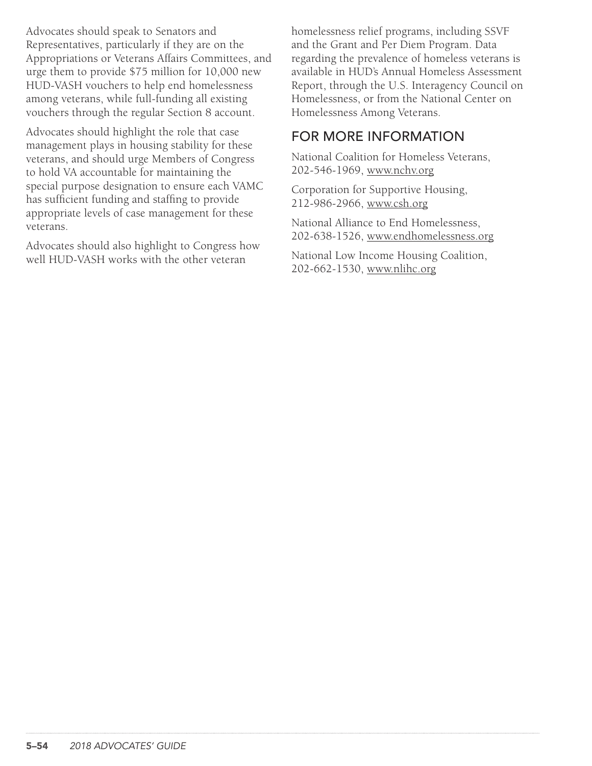Advocates should speak to Senators and Representatives, particularly if they are on the Appropriations or Veterans Affairs Committees, and urge them to provide $75 million for 10,000 new HUD-VASH vouchers to help end homelessness among veterans, while full-funding all existing vouchers through the regular Section 8 account.

Advocates should highlight the role that case management plays in housing stability for these veterans, and should urge Members of Congress to hold VA accountable for maintaining the special purpose designation to ensure each VAMC has sufficient funding and staffing to provide appropriate levels of case management for these veterans.

Advocates should also highlight to Congress how well HUD-VASH works with the other veteran homelessness relief programs, including SSVF and the Grant and Per Diem Program. Data regarding the prevalence of homeless veterans is available in HUD's Annual Homeless Assessment Report, through the U.S. Interagency Council on Homelessness, or from the National Center on Homelessness Among Veterans.

## FOR MORE INFORMATION

National Coalition for Homeless Veterans, 202-546-1969, www.nchv.org

Corporation for Supportive Housing, 212-986-2966, www.csh.org

National Alliance to End Homelessness, 202-638-1526, www.endhomelessness.org

National Low Income Housing Coalition, 202-662-1530, www.nlihc.org